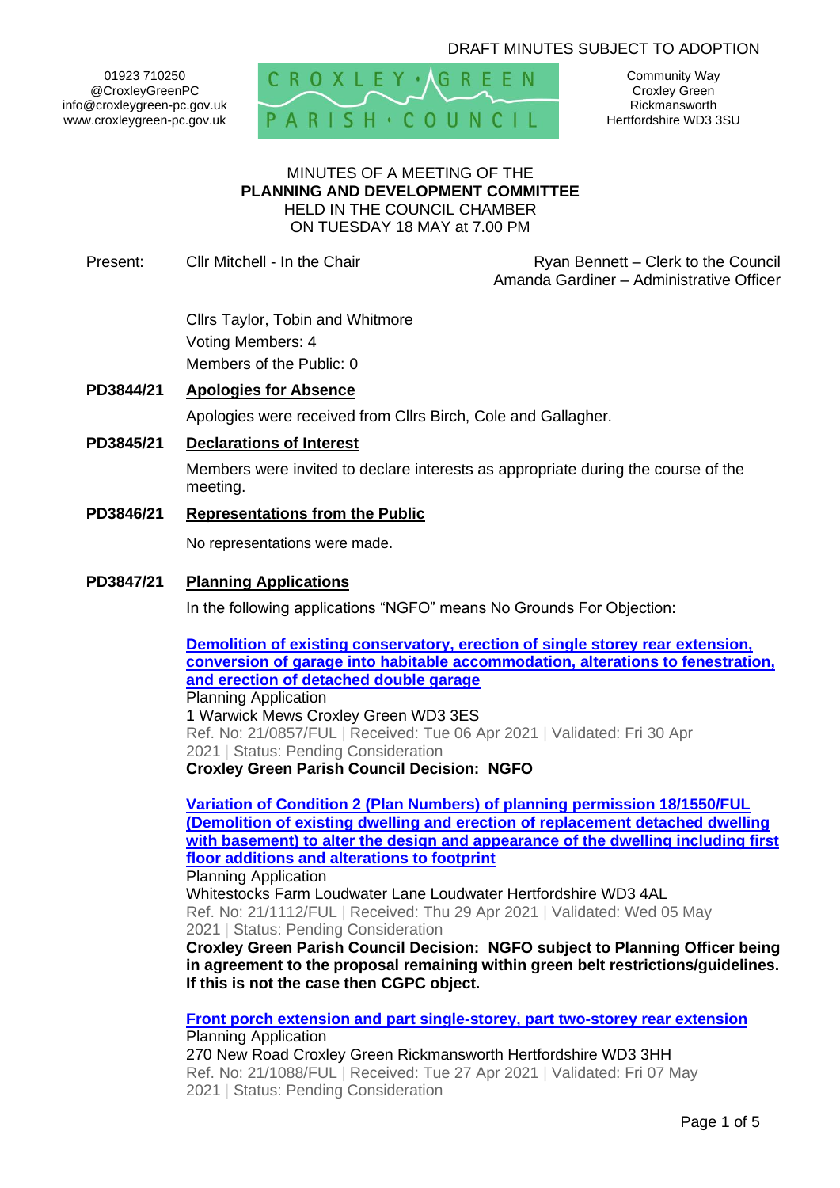DRAFT MINUTES SUBJECT TO ADOPTION

01923 710250
@CroxleyGreenPC
info@croxleygreen-pc.gov.uk
www.croxleygreen-pc.gov.uk

CROXLEY GREEN PARISH COUNCIL

Community Way
Croxley Green
Rickmansworth
Hertfordshire WD3 3SU

MINUTES OF A MEETING OF THE
**PLANNING AND DEVELOPMENT COMMITTEE**
HELD IN THE COUNCIL CHAMBER
ON TUESDAY 18 MAY at 7.00 PM

Present: Cllr Mitchell - In the Chair

Ryan Bennett – Clerk to the Council
Amanda Gardiner – Administrative Officer

Cllrs Taylor, Tobin and Whitmore
Voting Members: 4
Members of the Public: 0

**PD3844/21 Apologies for Absence**

Apologies were received from Cllrs Birch, Cole and Gallagher.

**PD3845/21 Declarations of Interest**

Members were invited to declare interests as appropriate during the course of the meeting.

**PD3846/21 Representations from the Public**

No representations were made.

**PD3847/21 Planning Applications**

In the following applications "NGFO" means No Grounds For Objection:

**Demolition of existing conservatory, erection of single storey rear extension, conversion of garage into habitable accommodation, alterations to fenestration, and erection of detached double garage**
Planning Application
1 Warwick Mews Croxley Green WD3 3ES
Ref. No: 21/0857/FUL | Received: Tue 06 Apr 2021 | Validated: Fri 30 Apr 2021 | Status: Pending Consideration
**Croxley Green Parish Council Decision: NGFO**

**Variation of Condition 2 (Plan Numbers) of planning permission 18/1550/FUL (Demolition of existing dwelling and erection of replacement detached dwelling with basement) to alter the design and appearance of the dwelling including first floor additions and alterations to footprint**
Planning Application
Whitestocks Farm Loudwater Lane Loudwater Hertfordshire WD3 4AL
Ref. No: 21/1112/FUL | Received: Thu 29 Apr 2021 | Validated: Wed 05 May 2021 | Status: Pending Consideration
**Croxley Green Parish Council Decision: NGFO subject to Planning Officer being in agreement to the proposal remaining within green belt restrictions/guidelines. If this is not the case then CGPC object.**

**Front porch extension and part single-storey, part two-storey rear extension**
Planning Application
270 New Road Croxley Green Rickmansworth Hertfordshire WD3 3HH
Ref. No: 21/1088/FUL | Received: Tue 27 Apr 2021 | Validated: Fri 07 May 2021 | Status: Pending Consideration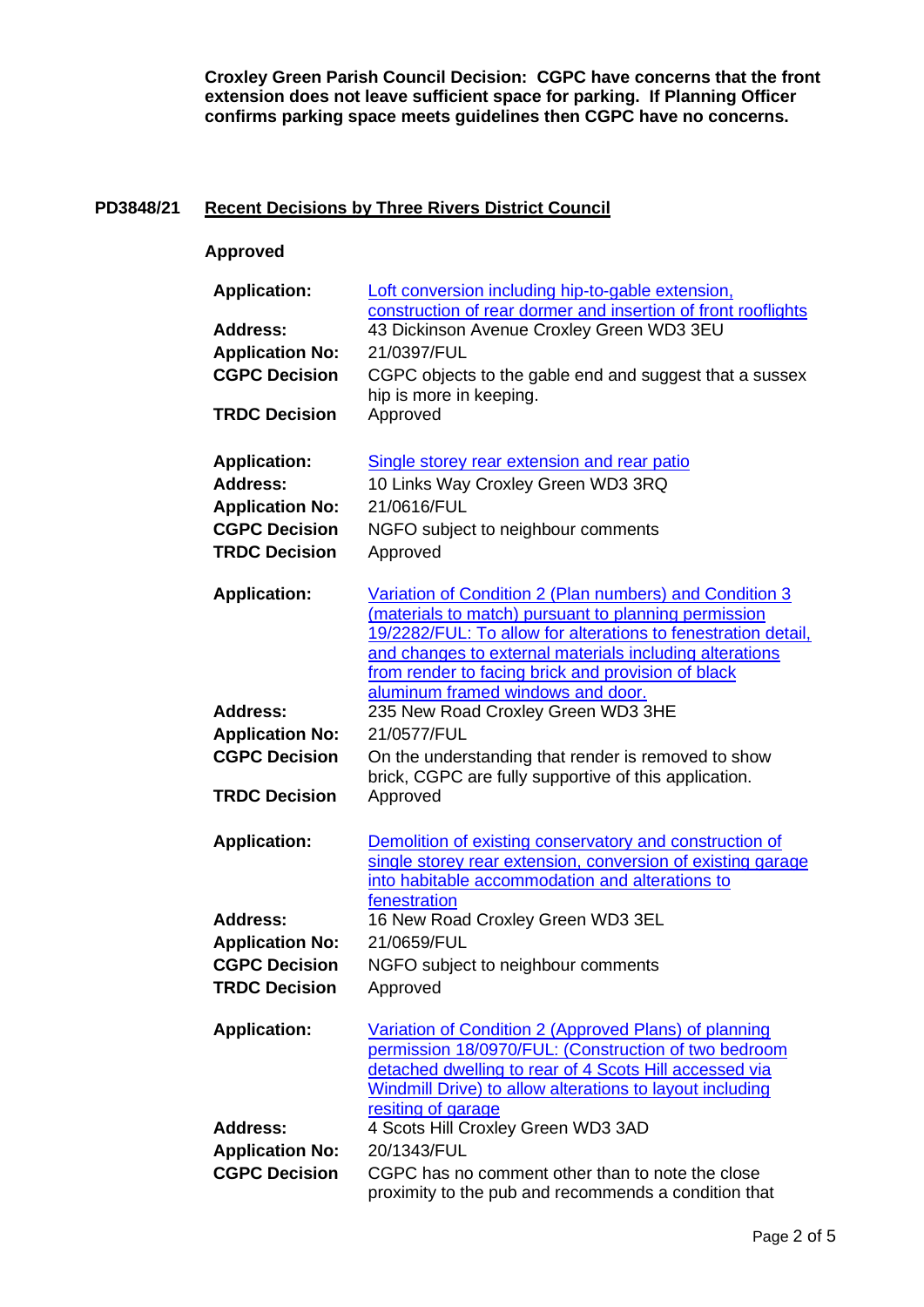**Croxley Green Parish Council Decision: CGPC have concerns that the front extension does not leave sufficient space for parking. If Planning Officer confirms parking space meets guidelines then CGPC have no concerns.**

## PD3848/21 Recent Decisions by Three Rivers District Council

**Approved**

| | |
|---|---|
| **Application:** | Loft conversion including hip-to-gable extension, construction of rear dormer and insertion of front rooflights |
| **Address:** | 43 Dickinson Avenue Croxley Green WD3 3EU |
| **Application No:** | 21/0397/FUL |
| **CGPC Decision** | CGPC objects to the gable end and suggest that a sussex hip is more in keeping. |
| **TRDC Decision** | Approved |

| | |
|---|---|
| **Application:** | Single storey rear extension and rear patio |
| **Address:** | 10 Links Way Croxley Green WD3 3RQ |
| **Application No:** | 21/0616/FUL |
| **CGPC Decision** | NGFO subject to neighbour comments |
| **TRDC Decision** | Approved |

| | |
|---|---|
| **Application:** | Variation of Condition 2 (Plan numbers) and Condition 3 (materials to match) pursuant to planning permission 19/2282/FUL: To allow for alterations to fenestration detail, and changes to external materials including alterations from render to facing brick and provision of black aluminum framed windows and door. |
| **Address:** | 235 New Road Croxley Green WD3 3HE |
| **Application No:** | 21/0577/FUL |
| **CGPC Decision** | On the understanding that render is removed to show brick, CGPC are fully supportive of this application. |
| **TRDC Decision** | Approved |

| | |
|---|---|
| **Application:** | Demolition of existing conservatory and construction of single storey rear extension, conversion of existing garage into habitable accommodation and alterations to fenestration |
| **Address:** | 16 New Road Croxley Green WD3 3EL |
| **Application No:** | 21/0659/FUL |
| **CGPC Decision** | NGFO subject to neighbour comments |
| **TRDC Decision** | Approved |

| | |
|---|---|
| **Application:** | Variation of Condition 2 (Approved Plans) of planning permission 18/0970/FUL: (Construction of two bedroom detached dwelling to rear of 4 Scots Hill accessed via Windmill Drive) to allow alterations to layout including resiting of garage |
| **Address:** | 4 Scots Hill Croxley Green WD3 3AD |
| **Application No:** | 20/1343/FUL |
| **CGPC Decision** | CGPC has no comment other than to note the close proximity to the pub and recommends a condition that |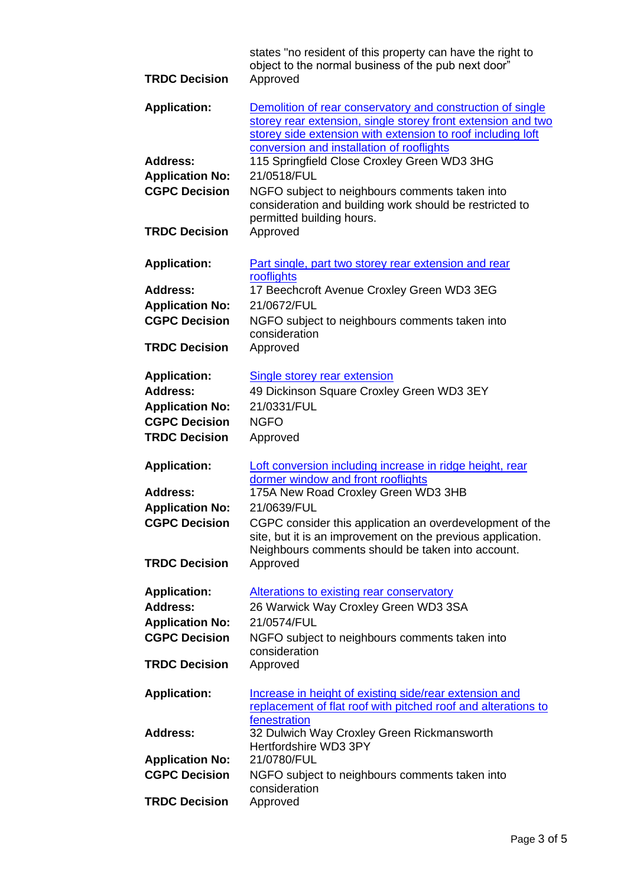| | |
|---|---|
| | states "no resident of this property can have the right to object to the normal business of the pub next door" |
| **TRDC Decision** | Approved |

| | |
|---|---|
| **Application:** | Demolition of rear conservatory and construction of single storey rear extension, single storey front extension and two storey side extension with extension to roof including loft conversion and installation of rooflights |
| **Address:** | 115 Springfield Close Croxley Green WD3 3HG |
| **Application No:** | 21/0518/FUL |
| **CGPC Decision** | NGFO subject to neighbours comments taken into consideration and building work should be restricted to permitted building hours. |
| **TRDC Decision** | Approved |

| | |
|---|---|
| **Application:** | Part single, part two storey rear extension and rear rooflights |
| **Address:** | 17 Beechcroft Avenue Croxley Green WD3 3EG |
| **Application No:** | 21/0672/FUL |
| **CGPC Decision** | NGFO subject to neighbours comments taken into consideration |
| **TRDC Decision** | Approved |

| | |
|---|---|
| **Application:** | Single storey rear extension |
| **Address:** | 49 Dickinson Square Croxley Green WD3 3EY |
| **Application No:** | 21/0331/FUL |
| **CGPC Decision** | NGFO |
| **TRDC Decision** | Approved |

| | |
|---|---|
| **Application:** | Loft conversion including increase in ridge height, rear dormer window and front rooflights |
| **Address:** | 175A New Road Croxley Green WD3 3HB |
| **Application No:** | 21/0639/FUL |
| **CGPC Decision** | CGPC consider this application an overdevelopment of the site, but it is an improvement on the previous application. Neighbours comments should be taken into account. |
| **TRDC Decision** | Approved |

| | |
|---|---|
| **Application:** | Alterations to existing rear conservatory |
| **Address:** | 26 Warwick Way Croxley Green WD3 3SA |
| **Application No:** | 21/0574/FUL |
| **CGPC Decision** | NGFO subject to neighbours comments taken into consideration |
| **TRDC Decision** | Approved |

| | |
|---|---|
| **Application:** | Increase in height of existing side/rear extension and replacement of flat roof with pitched roof and alterations to fenestration |
| **Address:** | 32 Dulwich Way Croxley Green Rickmansworth Hertfordshire WD3 3PY |
| **Application No:** | 21/0780/FUL |
| **CGPC Decision** | NGFO subject to neighbours comments taken into consideration |
| **TRDC Decision** | Approved |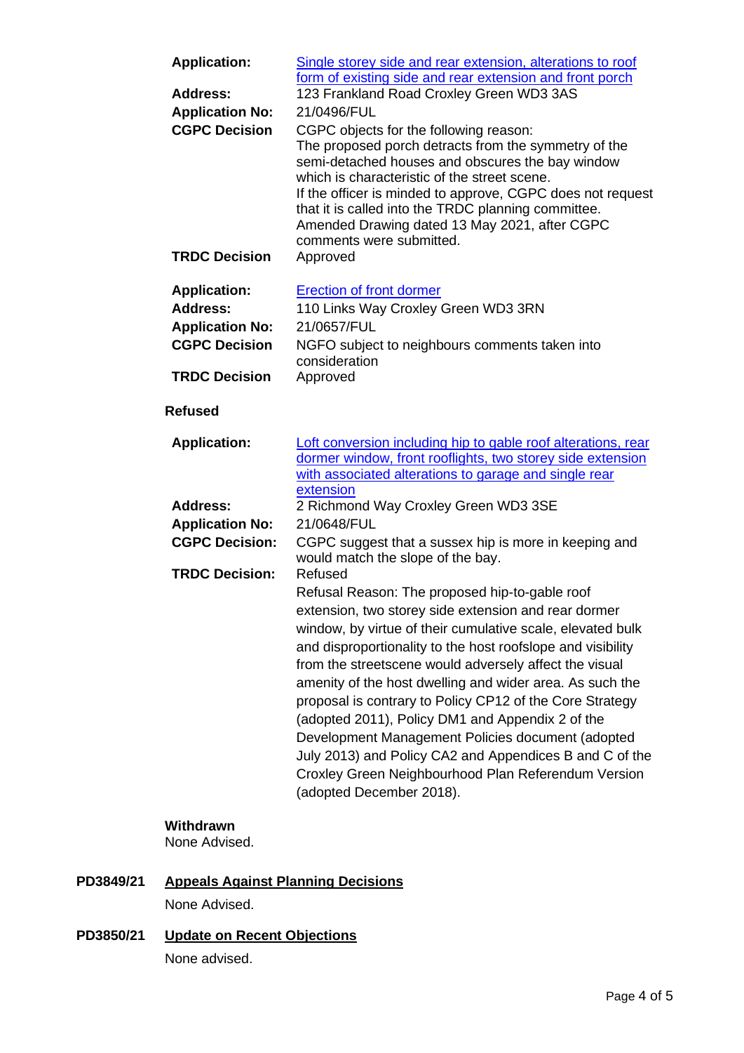| | |
|---|---|
| **Application:** | Single storey side and rear extension, alterations to roof form of existing side and rear extension and front porch |
| **Address:** | 123 Frankland Road Croxley Green WD3 3AS |
| **Application No:** | 21/0496/FUL |
| **CGPC Decision** | CGPC objects for the following reason: The proposed porch detracts from the symmetry of the semi-detached houses and obscures the bay window which is characteristic of the street scene. If the officer is minded to approve, CGPC does not request that it is called into the TRDC planning committee. Amended Drawing dated 13 May 2021, after CGPC comments were submitted. |
| **TRDC Decision** | Approved |

| | |
|---|---|
| **Application:** | Erection of front dormer |
| **Address:** | 110 Links Way Croxley Green WD3 3RN |
| **Application No:** | 21/0657/FUL |
| **CGPC Decision** | NGFO subject to neighbours comments taken into consideration |
| **TRDC Decision** | Approved |

**Refused**

| | |
|---|---|
| **Application:** | Loft conversion including hip to gable roof alterations, rear dormer window, front rooflights, two storey side extension with associated alterations to garage and single rear extension |
| **Address:** | 2 Richmond Way Croxley Green WD3 3SE |
| **Application No:** | 21/0648/FUL |
| **CGPC Decision:** | CGPC suggest that a sussex hip is more in keeping and would match the slope of the bay. |
| **TRDC Decision:** | Refused<br>Refusal Reason: The proposed hip-to-gable roof extension, two storey side extension and rear dormer window, by virtue of their cumulative scale, elevated bulk and disproportionality to the host roofslope and visibility from the streetscene would adversely affect the visual amenity of the host dwelling and wider area. As such the proposal is contrary to Policy CP12 of the Core Strategy (adopted 2011), Policy DM1 and Appendix 2 of the Development Management Policies document (adopted July 2013) and Policy CA2 and Appendices B and C of the Croxley Green Neighbourhood Plan Referendum Version (adopted December 2018). |

**Withdrawn**

None Advised.

**PD3849/21 Appeals Against Planning Decisions**

None Advised.

**PD3850/21 Update on Recent Objections**

None advised.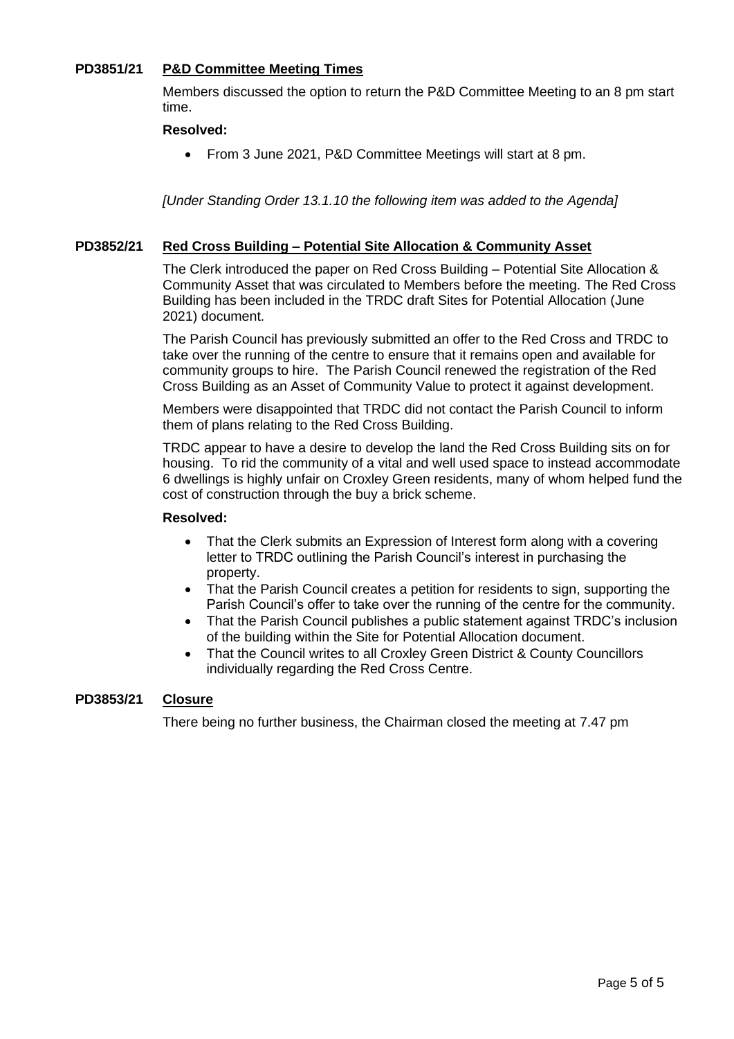## PD3851/21 P&D Committee Meeting Times

Members discussed the option to return the P&D Committee Meeting to an 8 pm start time.

**Resolved:**

- From 3 June 2021, P&D Committee Meetings will start at 8 pm.

*[Under Standing Order 13.1.10 the following item was added to the Agenda]*

## PD3852/21 Red Cross Building – Potential Site Allocation & Community Asset

The Clerk introduced the paper on Red Cross Building – Potential Site Allocation & Community Asset that was circulated to Members before the meeting. The Red Cross Building has been included in the TRDC draft Sites for Potential Allocation (June 2021) document.

The Parish Council has previously submitted an offer to the Red Cross and TRDC to take over the running of the centre to ensure that it remains open and available for community groups to hire. The Parish Council renewed the registration of the Red Cross Building as an Asset of Community Value to protect it against development.

Members were disappointed that TRDC did not contact the Parish Council to inform them of plans relating to the Red Cross Building.

TRDC appear to have a desire to develop the land the Red Cross Building sits on for housing. To rid the community of a vital and well used space to instead accommodate 6 dwellings is highly unfair on Croxley Green residents, many of whom helped fund the cost of construction through the buy a brick scheme.

**Resolved:**

- That the Clerk submits an Expression of Interest form along with a covering letter to TRDC outlining the Parish Council's interest in purchasing the property.
- That the Parish Council creates a petition for residents to sign, supporting the Parish Council's offer to take over the running of the centre for the community.
- That the Parish Council publishes a public statement against TRDC's inclusion of the building within the Site for Potential Allocation document.
- That the Council writes to all Croxley Green District & County Councillors individually regarding the Red Cross Centre.

## PD3853/21 Closure

There being no further business, the Chairman closed the meeting at 7.47 pm